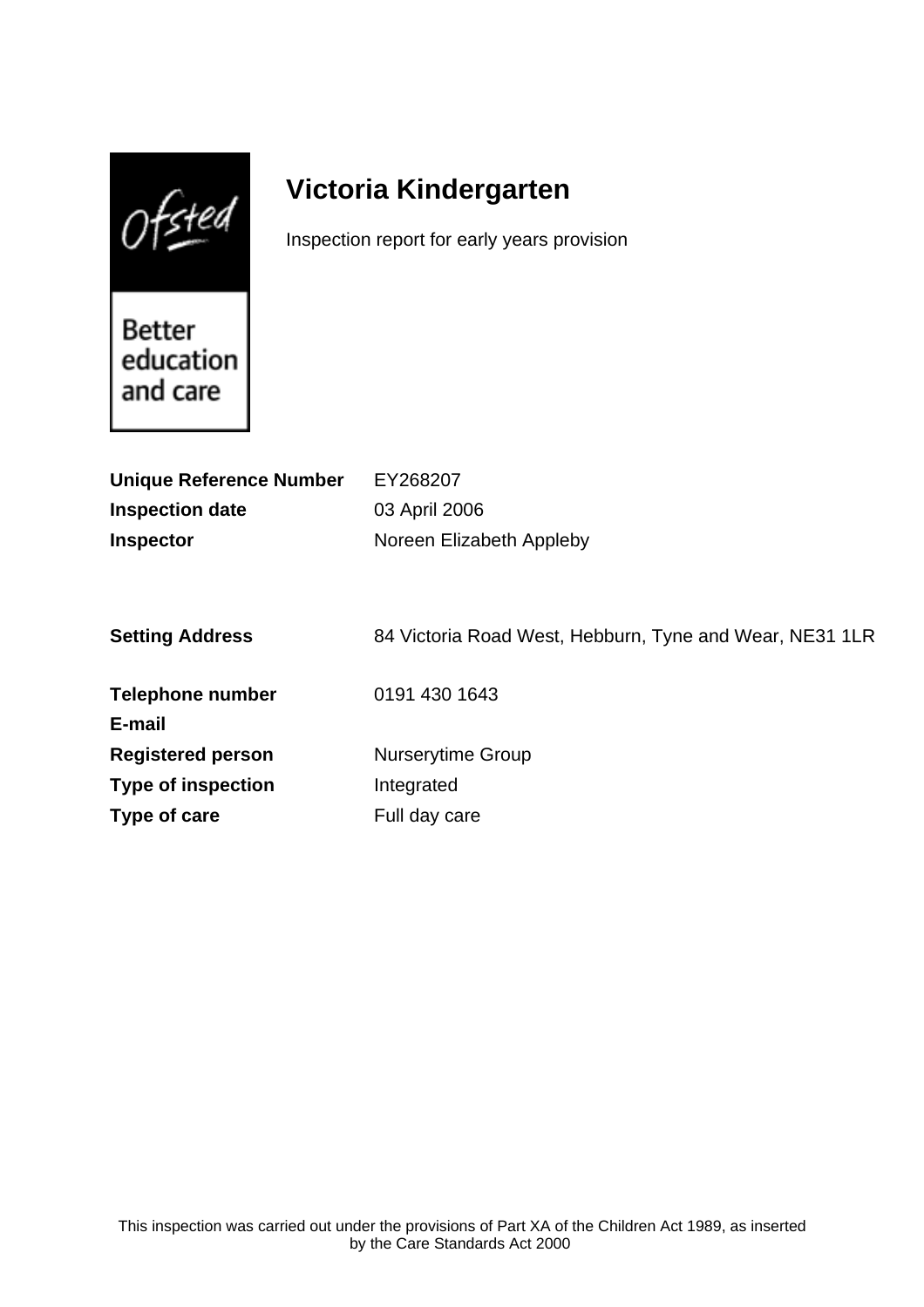# Victoria Kindergarten

Inspection report for early years provision

| | |
|---|---|
| **Unique Reference Number** | EY268207 |
| **Inspection date** | 03 April 2006 |
| **Inspector** | Noreen Elizabeth Appleby |
| | |
| **Setting Address** | 84 Victoria Road West, Hebburn, Tyne and Wear, NE31 1LR |
| | |
| **Telephone number** | 0191 430 1643 |
| **E-mail** | |
| **Registered person** | Nurserytime Group |
| **Type of inspection** | Integrated |
| **Type of care** | Full day care |

This inspection was carried out under the provisions of Part XA of the Children Act 1989, as inserted by the Care Standards Act 2000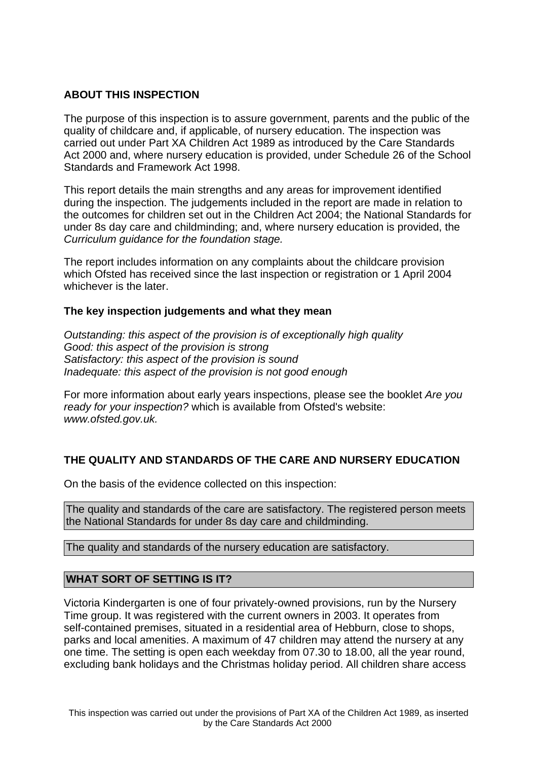## ABOUT THIS INSPECTION

The purpose of this inspection is to assure government, parents and the public of the quality of childcare and, if applicable, of nursery education. The inspection was carried out under Part XA Children Act 1989 as introduced by the Care Standards Act 2000 and, where nursery education is provided, under Schedule 26 of the School Standards and Framework Act 1998.

This report details the main strengths and any areas for improvement identified during the inspection. The judgements included in the report are made in relation to the outcomes for children set out in the Children Act 2004; the National Standards for under 8s day care and childminding; and, where nursery education is provided, the *Curriculum guidance for the foundation stage.*

The report includes information on any complaints about the childcare provision which Ofsted has received since the last inspection or registration or 1 April 2004 whichever is the later.

### The key inspection judgements and what they mean

*Outstanding: this aspect of the provision is of exceptionally high quality*
*Good: this aspect of the provision is strong*
*Satisfactory: this aspect of the provision is sound*
*Inadequate: this aspect of the provision is not good enough*

For more information about early years inspections, please see the booklet *Are you ready for your inspection?* which is available from Ofsted's website: *www.ofsted.gov.uk.*

## THE QUALITY AND STANDARDS OF THE CARE AND NURSERY EDUCATION

On the basis of the evidence collected on this inspection:

The quality and standards of the care are satisfactory. The registered person meets the National Standards for under 8s day care and childminding.

The quality and standards of the nursery education are satisfactory.

## WHAT SORT OF SETTING IS IT?

Victoria Kindergarten is one of four privately-owned provisions, run by the Nursery Time group. It was registered with the current owners in 2003. It operates from self-contained premises, situated in a residential area of Hebburn, close to shops, parks and local amenities. A maximum of 47 children may attend the nursery at any one time. The setting is open each weekday from 07.30 to 18.00, all the year round, excluding bank holidays and the Christmas holiday period. All children share access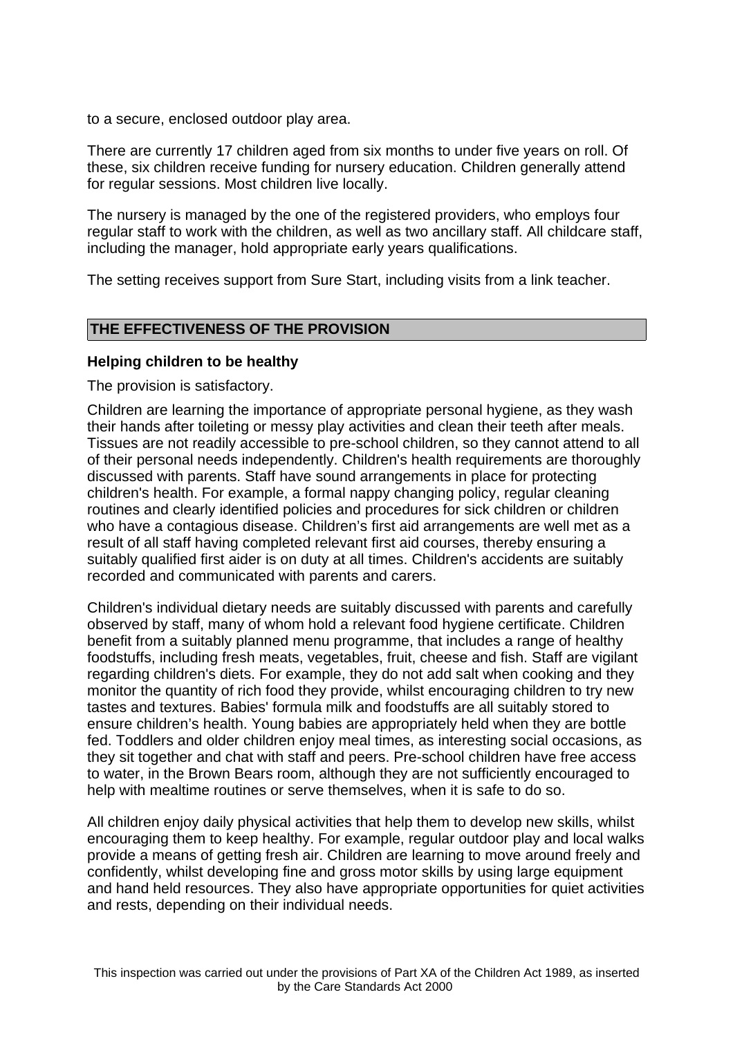to a secure, enclosed outdoor play area.

There are currently 17 children aged from six months to under five years on roll. Of these, six children receive funding for nursery education. Children generally attend for regular sessions. Most children live locally.

The nursery is managed by the one of the registered providers, who employs four regular staff to work with the children, as well as two ancillary staff. All childcare staff, including the manager, hold appropriate early years qualifications.

The setting receives support from Sure Start, including visits from a link teacher.

## THE EFFECTIVENESS OF THE PROVISION

### Helping children to be healthy

The provision is satisfactory.

Children are learning the importance of appropriate personal hygiene, as they wash their hands after toileting or messy play activities and clean their teeth after meals. Tissues are not readily accessible to pre-school children, so they cannot attend to all of their personal needs independently. Children's health requirements are thoroughly discussed with parents. Staff have sound arrangements in place for protecting children's health. For example, a formal nappy changing policy, regular cleaning routines and clearly identified policies and procedures for sick children or children who have a contagious disease. Children's first aid arrangements are well met as a result of all staff having completed relevant first aid courses, thereby ensuring a suitably qualified first aider is on duty at all times. Children's accidents are suitably recorded and communicated with parents and carers.

Children's individual dietary needs are suitably discussed with parents and carefully observed by staff, many of whom hold a relevant food hygiene certificate. Children benefit from a suitably planned menu programme, that includes a range of healthy foodstuffs, including fresh meats, vegetables, fruit, cheese and fish. Staff are vigilant regarding children's diets. For example, they do not add salt when cooking and they monitor the quantity of rich food they provide, whilst encouraging children to try new tastes and textures. Babies' formula milk and foodstuffs are all suitably stored to ensure children's health. Young babies are appropriately held when they are bottle fed. Toddlers and older children enjoy meal times, as interesting social occasions, as they sit together and chat with staff and peers. Pre-school children have free access to water, in the Brown Bears room, although they are not sufficiently encouraged to help with mealtime routines or serve themselves, when it is safe to do so.

All children enjoy daily physical activities that help them to develop new skills, whilst encouraging them to keep healthy. For example, regular outdoor play and local walks provide a means of getting fresh air. Children are learning to move around freely and confidently, whilst developing fine and gross motor skills by using large equipment and hand held resources. They also have appropriate opportunities for quiet activities and rests, depending on their individual needs.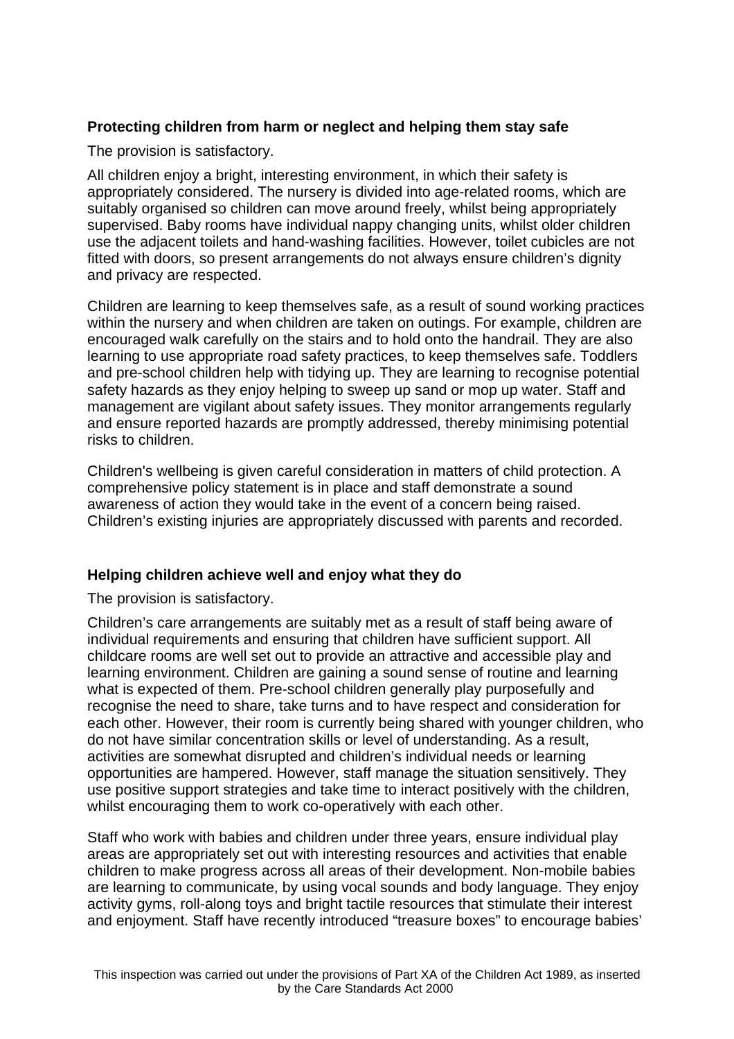**Protecting children from harm or neglect and helping them stay safe**

The provision is satisfactory.

All children enjoy a bright, interesting environment, in which their safety is appropriately considered. The nursery is divided into age-related rooms, which are suitably organised so children can move around freely, whilst being appropriately supervised. Baby rooms have individual nappy changing units, whilst older children use the adjacent toilets and hand-washing facilities. However, toilet cubicles are not fitted with doors, so present arrangements do not always ensure children's dignity and privacy are respected.

Children are learning to keep themselves safe, as a result of sound working practices within the nursery and when children are taken on outings. For example, children are encouraged walk carefully on the stairs and to hold onto the handrail. They are also learning to use appropriate road safety practices, to keep themselves safe. Toddlers and pre-school children help with tidying up. They are learning to recognise potential safety hazards as they enjoy helping to sweep up sand or mop up water. Staff and management are vigilant about safety issues. They monitor arrangements regularly and ensure reported hazards are promptly addressed, thereby minimising potential risks to children.

Children's wellbeing is given careful consideration in matters of child protection. A comprehensive policy statement is in place and staff demonstrate a sound awareness of action they would take in the event of a concern being raised. Children's existing injuries are appropriately discussed with parents and recorded.

**Helping children achieve well and enjoy what they do**

The provision is satisfactory.

Children's care arrangements are suitably met as a result of staff being aware of individual requirements and ensuring that children have sufficient support. All childcare rooms are well set out to provide an attractive and accessible play and learning environment. Children are gaining a sound sense of routine and learning what is expected of them. Pre-school children generally play purposefully and recognise the need to share, take turns and to have respect and consideration for each other. However, their room is currently being shared with younger children, who do not have similar concentration skills or level of understanding. As a result, activities are somewhat disrupted and children's individual needs or learning opportunities are hampered. However, staff manage the situation sensitively. They use positive support strategies and take time to interact positively with the children, whilst encouraging them to work co-operatively with each other.

Staff who work with babies and children under three years, ensure individual play areas are appropriately set out with interesting resources and activities that enable children to make progress across all areas of their development. Non-mobile babies are learning to communicate, by using vocal sounds and body language. They enjoy activity gyms, roll-along toys and bright tactile resources that stimulate their interest and enjoyment. Staff have recently introduced "treasure boxes" to encourage babies'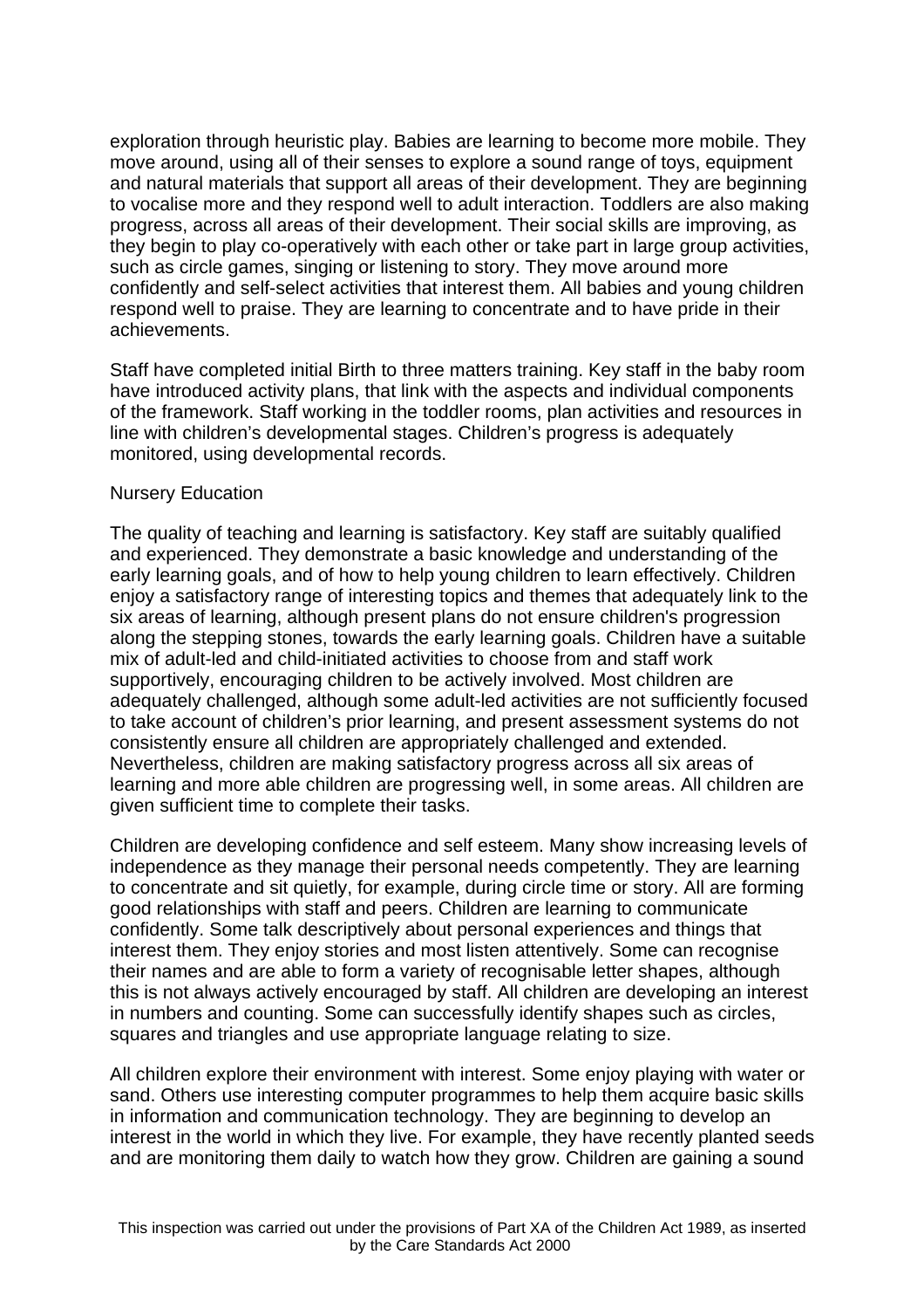exploration through heuristic play. Babies are learning to become more mobile. They move around, using all of their senses to explore a sound range of toys, equipment and natural materials that support all areas of their development. They are beginning to vocalise more and they respond well to adult interaction. Toddlers are also making progress, across all areas of their development. Their social skills are improving, as they begin to play co-operatively with each other or take part in large group activities, such as circle games, singing or listening to story. They move around more confidently and self-select activities that interest them. All babies and young children respond well to praise. They are learning to concentrate and to have pride in their achievements.

Staff have completed initial Birth to three matters training. Key staff in the baby room have introduced activity plans, that link with the aspects and individual components of the framework. Staff working in the toddler rooms, plan activities and resources in line with children's developmental stages. Children's progress is adequately monitored, using developmental records.

Nursery Education

The quality of teaching and learning is satisfactory. Key staff are suitably qualified and experienced. They demonstrate a basic knowledge and understanding of the early learning goals, and of how to help young children to learn effectively. Children enjoy a satisfactory range of interesting topics and themes that adequately link to the six areas of learning, although present plans do not ensure children's progression along the stepping stones, towards the early learning goals. Children have a suitable mix of adult-led and child-initiated activities to choose from and staff work supportively, encouraging children to be actively involved. Most children are adequately challenged, although some adult-led activities are not sufficiently focused to take account of children's prior learning, and present assessment systems do not consistently ensure all children are appropriately challenged and extended. Nevertheless, children are making satisfactory progress across all six areas of learning and more able children are progressing well, in some areas. All children are given sufficient time to complete their tasks.

Children are developing confidence and self esteem. Many show increasing levels of independence as they manage their personal needs competently. They are learning to concentrate and sit quietly, for example, during circle time or story. All are forming good relationships with staff and peers. Children are learning to communicate confidently. Some talk descriptively about personal experiences and things that interest them. They enjoy stories and most listen attentively. Some can recognise their names and are able to form a variety of recognisable letter shapes, although this is not always actively encouraged by staff. All children are developing an interest in numbers and counting. Some can successfully identify shapes such as circles, squares and triangles and use appropriate language relating to size.

All children explore their environment with interest. Some enjoy playing with water or sand. Others use interesting computer programmes to help them acquire basic skills in information and communication technology. They are beginning to develop an interest in the world in which they live. For example, they have recently planted seeds and are monitoring them daily to watch how they grow. Children are gaining a sound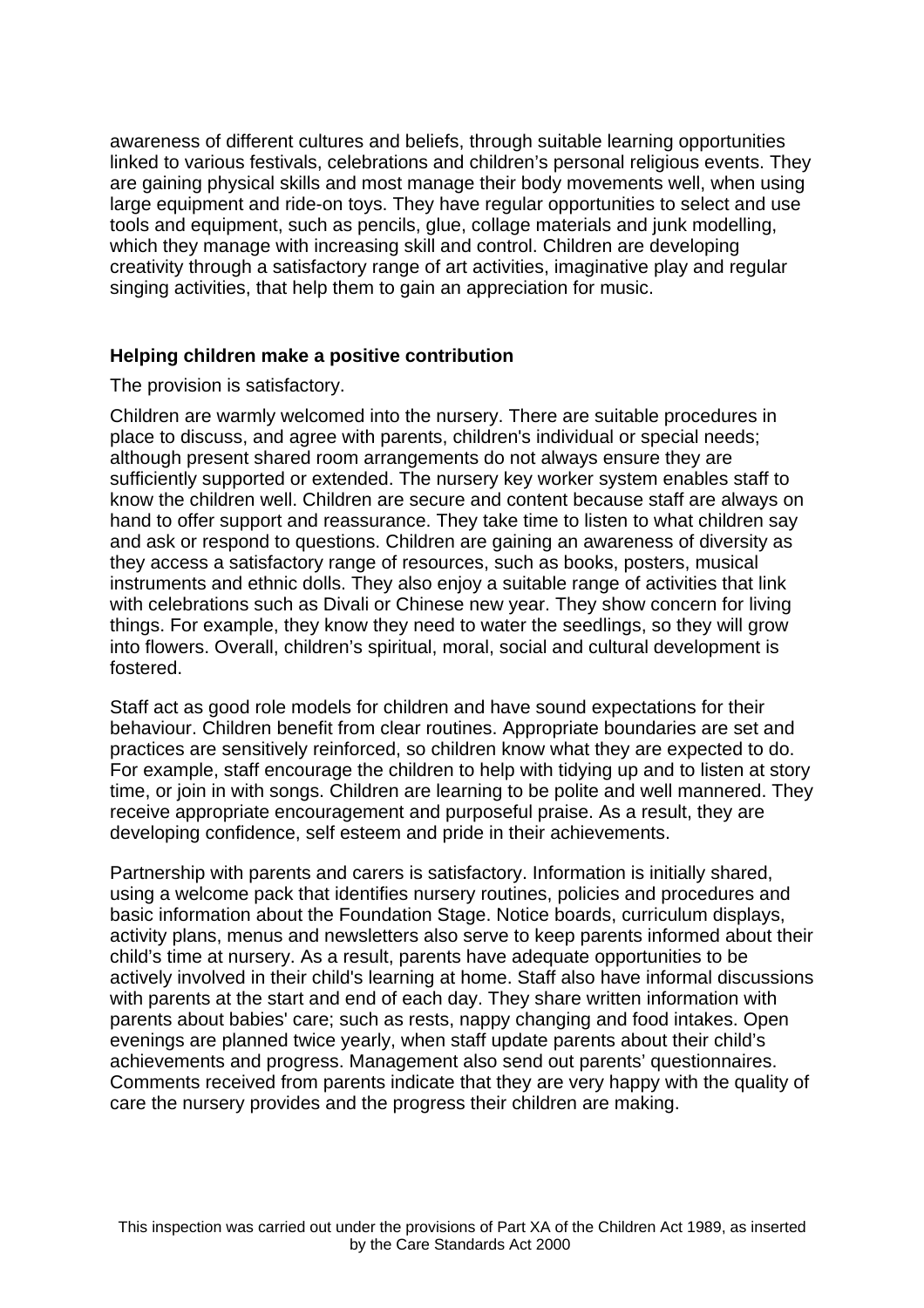awareness of different cultures and beliefs, through suitable learning opportunities linked to various festivals, celebrations and children's personal religious events. They are gaining physical skills and most manage their body movements well, when using large equipment and ride-on toys. They have regular opportunities to select and use tools and equipment, such as pencils, glue, collage materials and junk modelling, which they manage with increasing skill and control. Children are developing creativity through a satisfactory range of art activities, imaginative play and regular singing activities, that help them to gain an appreciation for music.

**Helping children make a positive contribution**

The provision is satisfactory.

Children are warmly welcomed into the nursery. There are suitable procedures in place to discuss, and agree with parents, children's individual or special needs; although present shared room arrangements do not always ensure they are sufficiently supported or extended. The nursery key worker system enables staff to know the children well. Children are secure and content because staff are always on hand to offer support and reassurance. They take time to listen to what children say and ask or respond to questions. Children are gaining an awareness of diversity as they access a satisfactory range of resources, such as books, posters, musical instruments and ethnic dolls. They also enjoy a suitable range of activities that link with celebrations such as Divali or Chinese new year. They show concern for living things. For example, they know they need to water the seedlings, so they will grow into flowers. Overall, children's spiritual, moral, social and cultural development is fostered.

Staff act as good role models for children and have sound expectations for their behaviour. Children benefit from clear routines. Appropriate boundaries are set and practices are sensitively reinforced, so children know what they are expected to do. For example, staff encourage the children to help with tidying up and to listen at story time, or join in with songs. Children are learning to be polite and well mannered. They receive appropriate encouragement and purposeful praise. As a result, they are developing confidence, self esteem and pride in their achievements.

Partnership with parents and carers is satisfactory. Information is initially shared, using a welcome pack that identifies nursery routines, policies and procedures and basic information about the Foundation Stage. Notice boards, curriculum displays, activity plans, menus and newsletters also serve to keep parents informed about their child's time at nursery. As a result, parents have adequate opportunities to be actively involved in their child's learning at home. Staff also have informal discussions with parents at the start and end of each day. They share written information with parents about babies' care; such as rests, nappy changing and food intakes. Open evenings are planned twice yearly, when staff update parents about their child's achievements and progress. Management also send out parents' questionnaires. Comments received from parents indicate that they are very happy with the quality of care the nursery provides and the progress their children are making.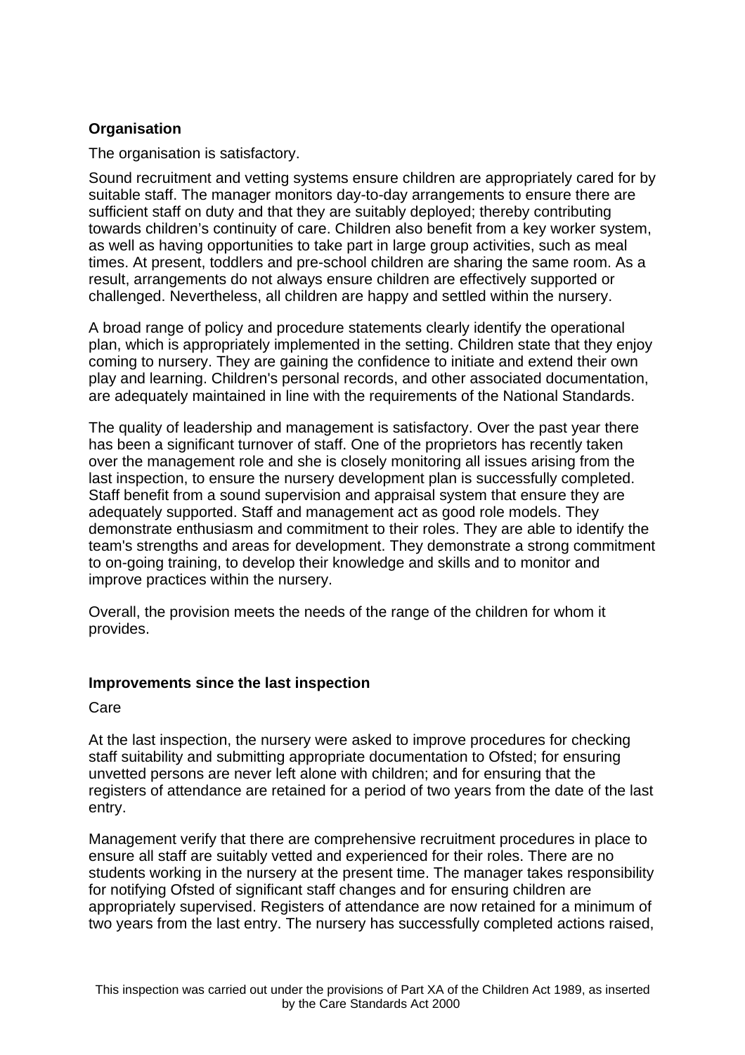**Organisation**

The organisation is satisfactory.

Sound recruitment and vetting systems ensure children are appropriately cared for by suitable staff. The manager monitors day-to-day arrangements to ensure there are sufficient staff on duty and that they are suitably deployed; thereby contributing towards children's continuity of care. Children also benefit from a key worker system, as well as having opportunities to take part in large group activities, such as meal times. At present, toddlers and pre-school children are sharing the same room. As a result, arrangements do not always ensure children are effectively supported or challenged. Nevertheless, all children are happy and settled within the nursery.

A broad range of policy and procedure statements clearly identify the operational plan, which is appropriately implemented in the setting. Children state that they enjoy coming to nursery. They are gaining the confidence to initiate and extend their own play and learning. Children's personal records, and other associated documentation, are adequately maintained in line with the requirements of the National Standards.

The quality of leadership and management is satisfactory. Over the past year there has been a significant turnover of staff. One of the proprietors has recently taken over the management role and she is closely monitoring all issues arising from the last inspection, to ensure the nursery development plan is successfully completed. Staff benefit from a sound supervision and appraisal system that ensure they are adequately supported. Staff and management act as good role models. They demonstrate enthusiasm and commitment to their roles. They are able to identify the team's strengths and areas for development. They demonstrate a strong commitment to on-going training, to develop their knowledge and skills and to monitor and improve practices within the nursery.

Overall, the provision meets the needs of the range of the children for whom it provides.

**Improvements since the last inspection**

Care

At the last inspection, the nursery were asked to improve procedures for checking staff suitability and submitting appropriate documentation to Ofsted; for ensuring unvetted persons are never left alone with children; and for ensuring that the registers of attendance are retained for a period of two years from the date of the last entry.

Management verify that there are comprehensive recruitment procedures in place to ensure all staff are suitably vetted and experienced for their roles. There are no students working in the nursery at the present time. The manager takes responsibility for notifying Ofsted of significant staff changes and for ensuring children are appropriately supervised. Registers of attendance are now retained for a minimum of two years from the last entry. The nursery has successfully completed actions raised,

This inspection was carried out under the provisions of Part XA of the Children Act 1989, as inserted by the Care Standards Act 2000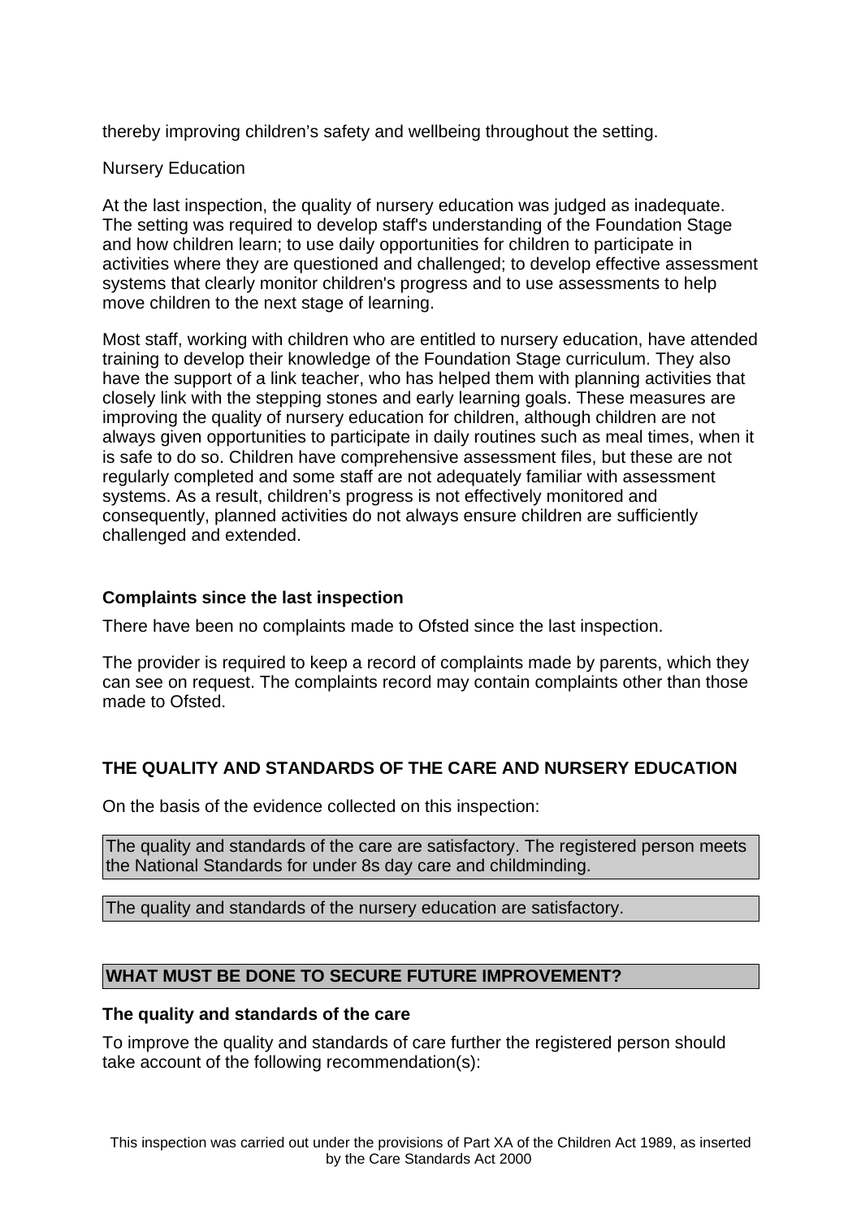thereby improving children's safety and wellbeing throughout the setting.

Nursery Education

At the last inspection, the quality of nursery education was judged as inadequate. The setting was required to develop staff's understanding of the Foundation Stage and how children learn; to use daily opportunities for children to participate in activities where they are questioned and challenged; to develop effective assessment systems that clearly monitor children's progress and to use assessments to help move children to the next stage of learning.

Most staff, working with children who are entitled to nursery education, have attended training to develop their knowledge of the Foundation Stage curriculum. They also have the support of a link teacher, who has helped them with planning activities that closely link with the stepping stones and early learning goals. These measures are improving the quality of nursery education for children, although children are not always given opportunities to participate in daily routines such as meal times, when it is safe to do so. Children have comprehensive assessment files, but these are not regularly completed and some staff are not adequately familiar with assessment systems. As a result, children's progress is not effectively monitored and consequently, planned activities do not always ensure children are sufficiently challenged and extended.

### Complaints since the last inspection

There have been no complaints made to Ofsted since the last inspection.

The provider is required to keep a record of complaints made by parents, which they can see on request. The complaints record may contain complaints other than those made to Ofsted.

### THE QUALITY AND STANDARDS OF THE CARE AND NURSERY EDUCATION

On the basis of the evidence collected on this inspection:

The quality and standards of the care are satisfactory. The registered person meets the National Standards for under 8s day care and childminding.

The quality and standards of the nursery education are satisfactory.

### WHAT MUST BE DONE TO SECURE FUTURE IMPROVEMENT?

#### The quality and standards of the care

To improve the quality and standards of care further the registered person should take account of the following recommendation(s):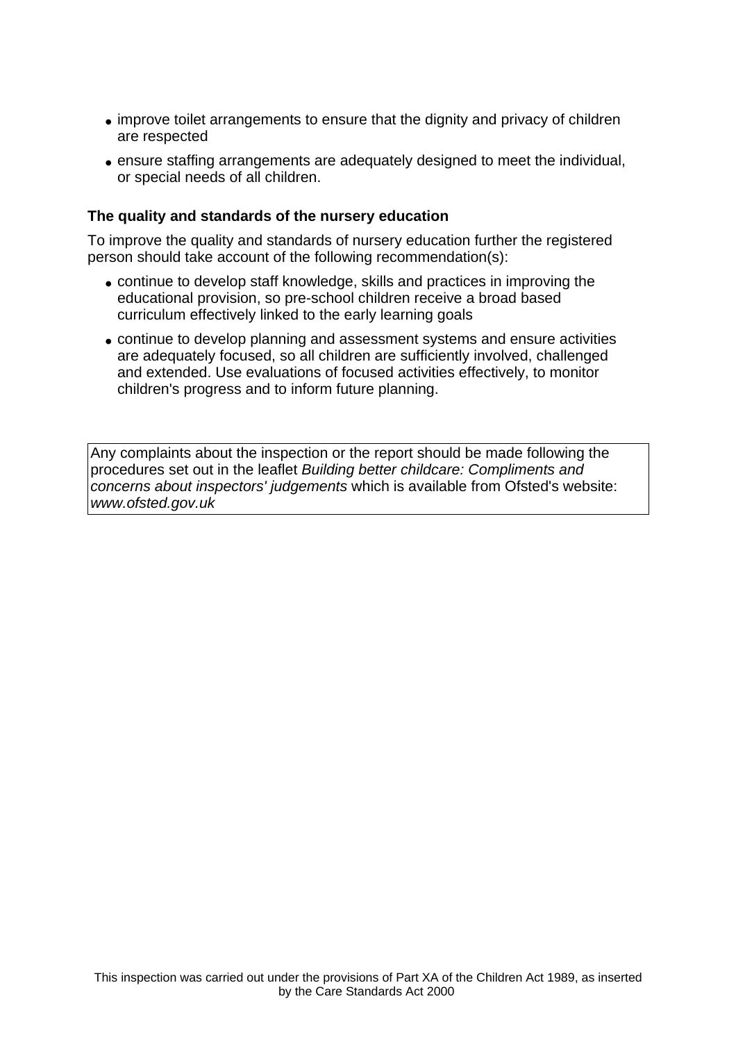- improve toilet arrangements to ensure that the dignity and privacy of children are respected
- ensure staffing arrangements are adequately designed to meet the individual, or special needs of all children.

**The quality and standards of the nursery education**

To improve the quality and standards of nursery education further the registered person should take account of the following recommendation(s):

- continue to develop staff knowledge, skills and practices in improving the educational provision, so pre-school children receive a broad based curriculum effectively linked to the early learning goals
- continue to develop planning and assessment systems and ensure activities are adequately focused, so all children are sufficiently involved, challenged and extended. Use evaluations of focused activities effectively, to monitor children's progress and to inform future planning.

Any complaints about the inspection or the report should be made following the procedures set out in the leaflet *Building better childcare: Compliments and concerns about inspectors' judgements* which is available from Ofsted's website: *www.ofsted.gov.uk*

This inspection was carried out under the provisions of Part XA of the Children Act 1989, as inserted by the Care Standards Act 2000